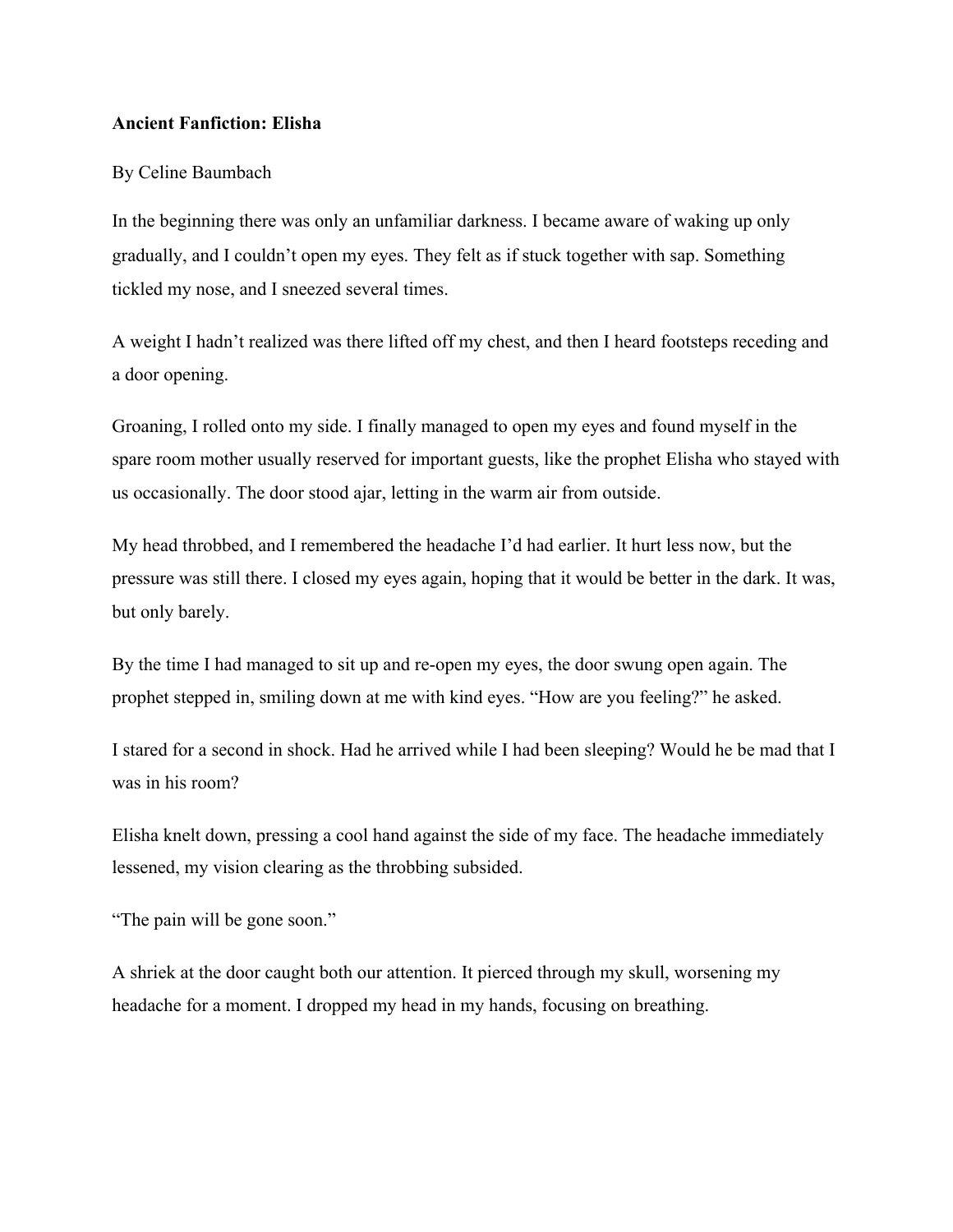**Ancient Fanfiction: Elisha**

By Celine Baumbach

In the beginning there was only an unfamiliar darkness. I became aware of waking up only gradually, and I couldn't open my eyes. They felt as if stuck together with sap. Something tickled my nose, and I sneezed several times.

A weight I hadn't realized was there lifted off my chest, and then I heard footsteps receding and a door opening.

Groaning, I rolled onto my side. I finally managed to open my eyes and found myself in the spare room mother usually reserved for important guests, like the prophet Elisha who stayed with us occasionally. The door stood ajar, letting in the warm air from outside.

My head throbbed, and I remembered the headache I'd had earlier. It hurt less now, but the pressure was still there. I closed my eyes again, hoping that it would be better in the dark. It was, but only barely.

By the time I had managed to sit up and re-open my eyes, the door swung open again. The prophet stepped in, smiling down at me with kind eyes. "How are you feeling?" he asked.

I stared for a second in shock. Had he arrived while I had been sleeping? Would he be mad that I was in his room?

Elisha knelt down, pressing a cool hand against the side of my face. The headache immediately lessened, my vision clearing as the throbbing subsided.

"The pain will be gone soon."

A shriek at the door caught both our attention. It pierced through my skull, worsening my headache for a moment. I dropped my head in my hands, focusing on breathing.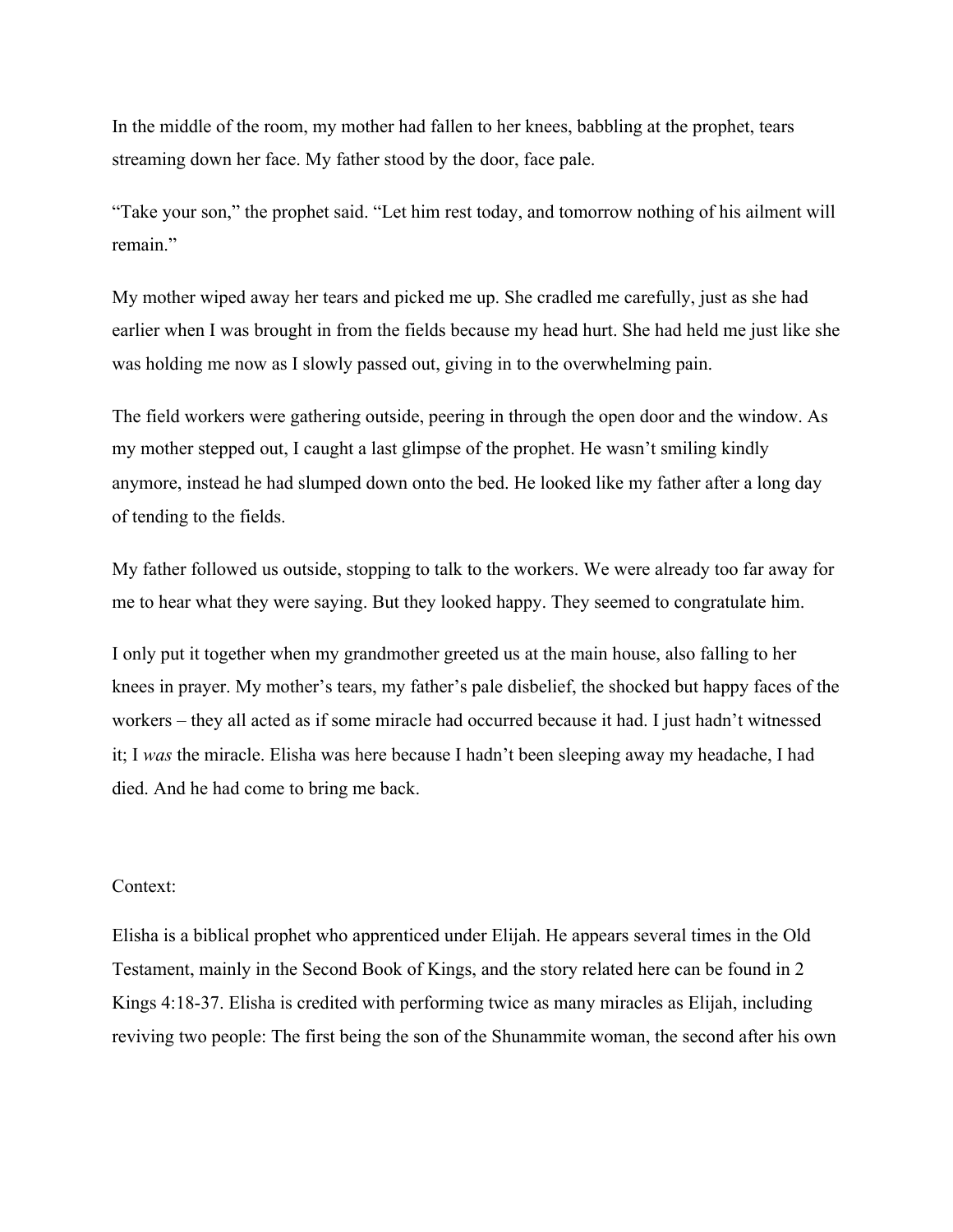In the middle of the room, my mother had fallen to her knees, babbling at the prophet, tears streaming down her face. My father stood by the door, face pale.

"Take your son," the prophet said. "Let him rest today, and tomorrow nothing of his ailment will remain."

My mother wiped away her tears and picked me up. She cradled me carefully, just as she had earlier when I was brought in from the fields because my head hurt. She had held me just like she was holding me now as I slowly passed out, giving in to the overwhelming pain.

The field workers were gathering outside, peering in through the open door and the window. As my mother stepped out, I caught a last glimpse of the prophet. He wasn't smiling kindly anymore, instead he had slumped down onto the bed. He looked like my father after a long day of tending to the fields.

My father followed us outside, stopping to talk to the workers. We were already too far away for me to hear what they were saying. But they looked happy. They seemed to congratulate him.

I only put it together when my grandmother greeted us at the main house, also falling to her knees in prayer. My mother's tears, my father's pale disbelief, the shocked but happy faces of the workers – they all acted as if some miracle had occurred because it had. I just hadn't witnessed it; I *was* the miracle. Elisha was here because I hadn't been sleeping away my headache, I had died. And he had come to bring me back.

Context:

Elisha is a biblical prophet who apprenticed under Elijah. He appears several times in the Old Testament, mainly in the Second Book of Kings, and the story related here can be found in 2 Kings 4:18-37. Elisha is credited with performing twice as many miracles as Elijah, including reviving two people: The first being the son of the Shunammite woman, the second after his own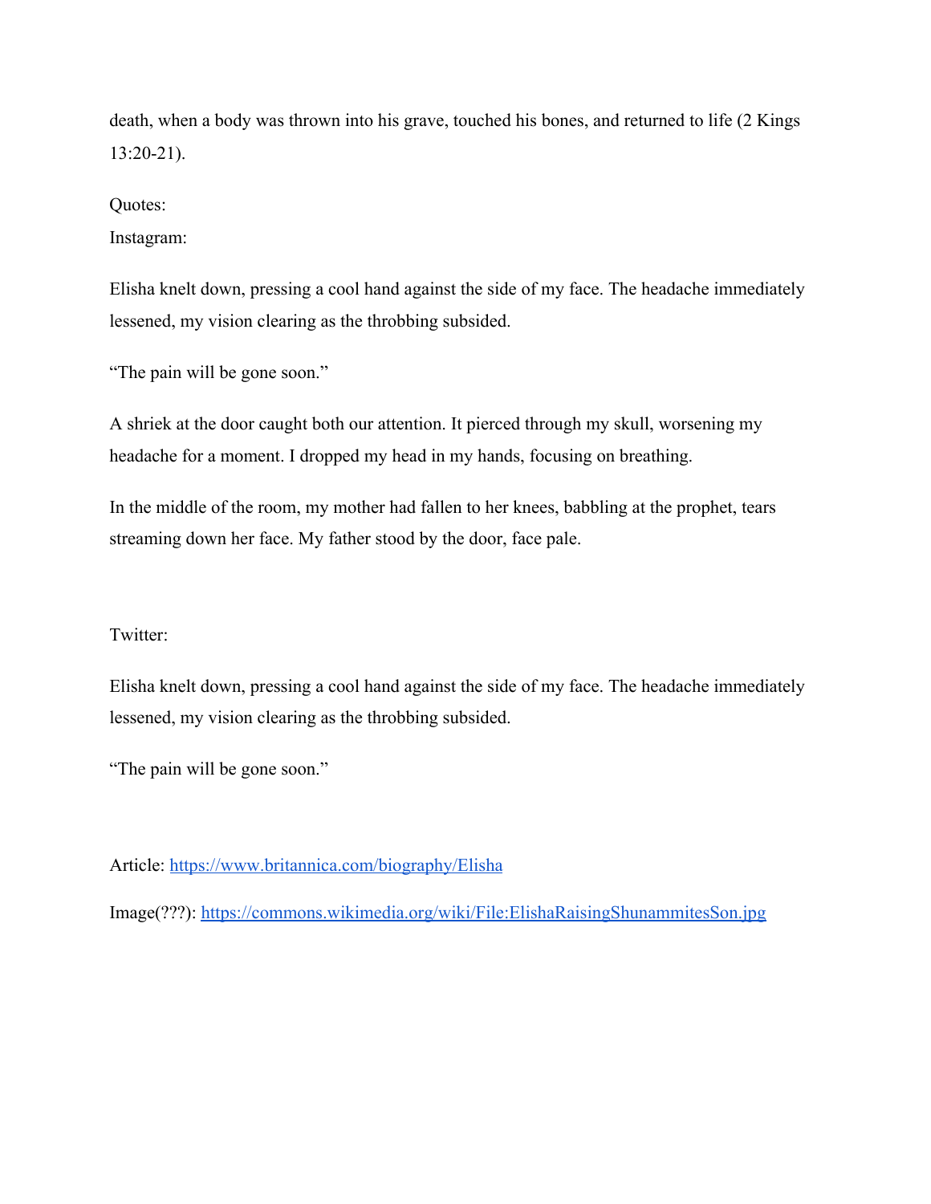death, when a body was thrown into his grave, touched his bones, and returned to life (2 Kings 13:20-21).

Quotes:

Instagram:

Elisha knelt down, pressing a cool hand against the side of my face. The headache immediately lessened, my vision clearing as the throbbing subsided.

"The pain will be gone soon."

A shriek at the door caught both our attention. It pierced through my skull, worsening my headache for a moment. I dropped my head in my hands, focusing on breathing.

In the middle of the room, my mother had fallen to her knees, babbling at the prophet, tears streaming down her face. My father stood by the door, face pale.

Twitter:

Elisha knelt down, pressing a cool hand against the side of my face. The headache immediately lessened, my vision clearing as the throbbing subsided.

"The pain will be gone soon."

Article: [https://www.britannica.com/biography/Elisha](https://www.britannica.com/biography/Elisha)

Image(???): [https://commons.wikimedia.org/wiki/File:ElishaRaisingShunammitesSon.jpg](https://commons.wikimedia.org/wiki/File:ElishaRaisingShunammitesSon.jpg)